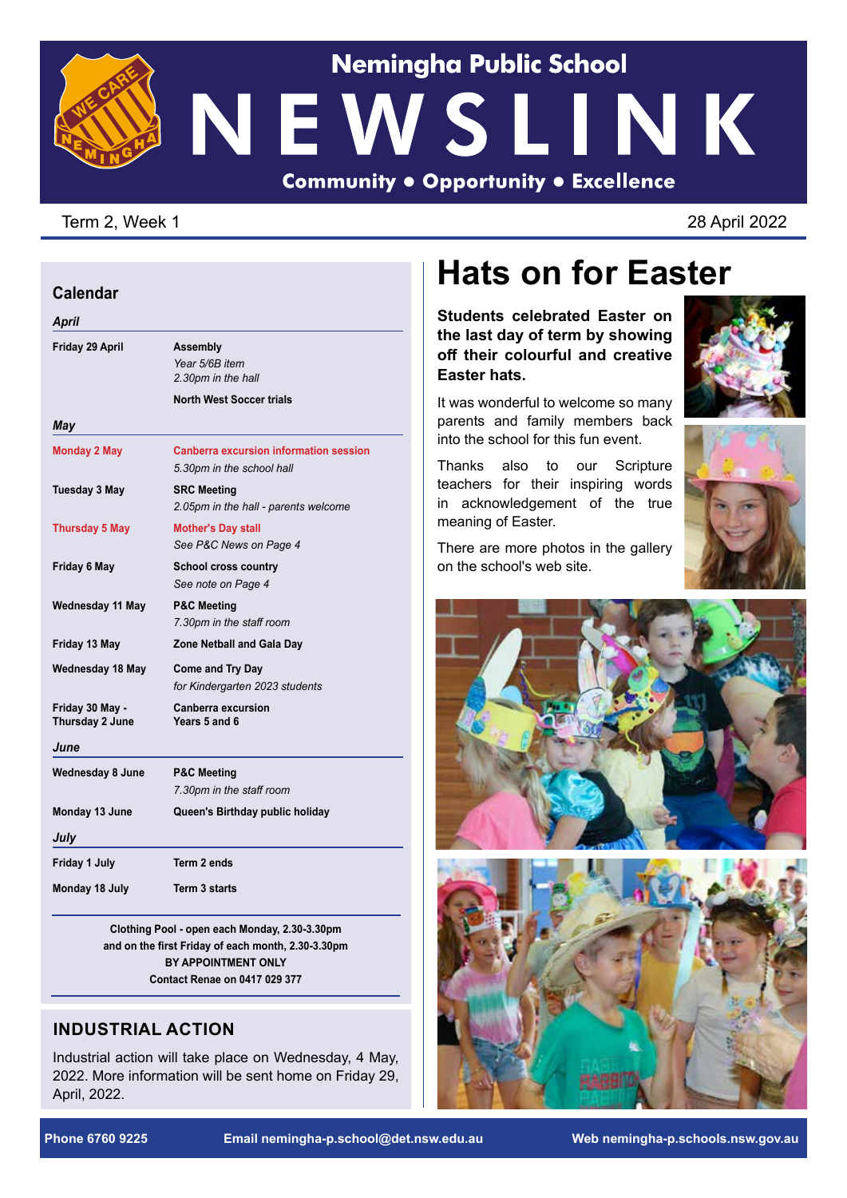# Nemingha Public School

# NEWSLINK

**Community • Opportunity • Excellence**

Term 2, Week 1 — 28 April 2022

## Calendar

| Date | Event |
|---|---|
| ***April*** | |
| **Friday 29 April** | **Assembly**<br>*Year 5/6B item*<br>*2.30pm in the hall*<br>**North West Soccer trials** |
| ***May*** | |
| **Monday 2 May** | **Canberra excursion information session**<br>*5.30pm in the school hall* |
| **Tuesday 3 May** | **SRC Meeting**<br>*2.05pm in the hall - parents welcome* |
| **Thursday 5 May** | **Mother's Day stall**<br>*See P&C News on Page 4* |
| **Friday 6 May** | **School cross country**<br>*See note on Page 4* |
| **Wednesday 11 May** | **P&C Meeting**<br>*7.30pm in the staff room* |
| **Friday 13 May** | **Zone Netball and Gala Day** |
| **Wednesday 18 May** | **Come and Try Day**<br>*for Kindergarten 2023 students* |
| **Friday 30 May - Thursday 2 June** | **Canberra excursion**<br>**Years 5 and 6** |
| ***June*** | |
| **Wednesday 8 June** | **P&C Meeting**<br>*7.30pm in the staff room* |
| **Monday 13 June** | **Queen's Birthday public holiday** |
| ***July*** | |
| **Friday 1 July** | **Term 2 ends** |
| **Monday 18 July** | **Term 3 starts** |

**Clothing Pool - open each Monday, 2.30-3.30pm**
**and on the first Friday of each month, 2.30-3.30pm**
**BY APPOINTMENT ONLY**
**Contact Renae on 0417 029 377**

## INDUSTRIAL ACTION

Industrial action will take place on Wednesday, 4 May, 2022. More information will be sent home on Friday 29, April, 2022.

# Hats on for Easter

**Students celebrated Easter on the last day of term by showing off their colourful and creative Easter hats.**

It was wonderful to welcome so many parents and family members back into the school for this fun event.

Thanks also to our Scripture teachers for their inspiring words in acknowledgement of the true meaning of Easter.

There are more photos in the gallery on the school's web site.

**Phone 6760 9225** **Email nemingha-p.school@det.nsw.edu.au** **Web nemingha-p.schools.nsw.gov.au**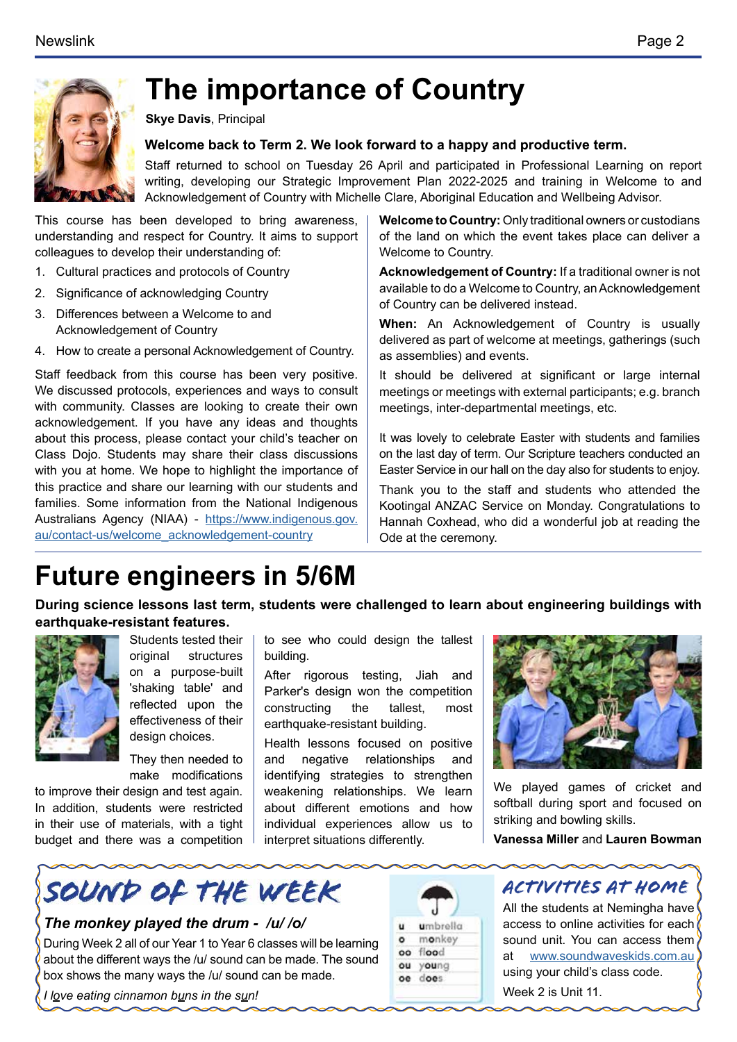# The importance of Country

**Skye Davis**, Principal

**Welcome back to Term 2. We look forward to a happy and productive term.**

Staff returned to school on Tuesday 26 April and participated in Professional Learning on report writing, developing our Strategic Improvement Plan 2022-2025 and training in Welcome to and Acknowledgement of Country with Michelle Clare, Aboriginal Education and Wellbeing Advisor.

This course has been developed to bring awareness, understanding and respect for Country. It aims to support colleagues to develop their understanding of:

1. Cultural practices and protocols of Country
2. Significance of acknowledging Country
3. Differences between a Welcome to and Acknowledgement of Country
4. How to create a personal Acknowledgement of Country.

Staff feedback from this course has been very positive. We discussed protocols, experiences and ways to consult with community. Classes are looking to create their own acknowledgement. If you have any ideas and thoughts about this process, please contact your child's teacher on Class Dojo. Students may share their class discussions with you at home. We hope to highlight the importance of this practice and share our learning with our students and families. Some information from the National Indigenous Australians Agency (NIAA) - https://www.indigenous.gov.au/contact-us/welcome_acknowledgement-country

**Welcome to Country:** Only traditional owners or custodians of the land on which the event takes place can deliver a Welcome to Country.

**Acknowledgement of Country:** If a traditional owner is not available to do a Welcome to Country, an Acknowledgement of Country can be delivered instead.

**When:** An Acknowledgement of Country is usually delivered as part of welcome at meetings, gatherings (such as assemblies) and events.

It should be delivered at significant or large internal meetings or meetings with external participants; e.g. branch meetings, inter-departmental meetings, etc.

It was lovely to celebrate Easter with students and families on the last day of term. Our Scripture teachers conducted an Easter Service in our hall on the day also for students to enjoy.

Thank you to the staff and students who attended the Kootingal ANZAC Service on Monday. Congratulations to Hannah Coxhead, who did a wonderful job at reading the Ode at the ceremony.

# Future engineers in 5/6M

**During science lessons last term, students were challenged to learn about engineering buildings with earthquake-resistant features.**

Students tested their original structures on a purpose-built 'shaking table' and reflected upon the effectiveness of their design choices.

They then needed to make modifications to improve their design and test again. In addition, students were restricted in their use of materials, with a tight budget and there was a competition to see who could design the tallest building.

After rigorous testing, Jiah and Parker's design won the competition constructing the tallest, most earthquake-resistant building.

Health lessons focused on positive and negative relationships and identifying strategies to strengthen weakening relationships. We learn about different emotions and how individual experiences allow us to interpret situations differently.

We played games of cricket and softball during sport and focused on striking and bowling skills.

**Vanessa Miller** and **Lauren Bowman**

## Sound of the week

***The monkey played the drum - /u/ /o/***

During Week 2 all of our Year 1 to Year 6 classes will be learning about the different ways the /u/ sound can be made. The sound box shows the many ways the /u/ sound can be made.

| | |
|---|---|
| u | umbrella |
| o | monkey |
| oo | flood |
| ou | young |
| oe | does |

*I love eating cinnamon buns in the sun!*

## Activities at home

All the students at Nemingha have access to online activities for each sound unit. You can access them at www.soundwaveskids.com.au using your child's class code.

Week 2 is Unit 11.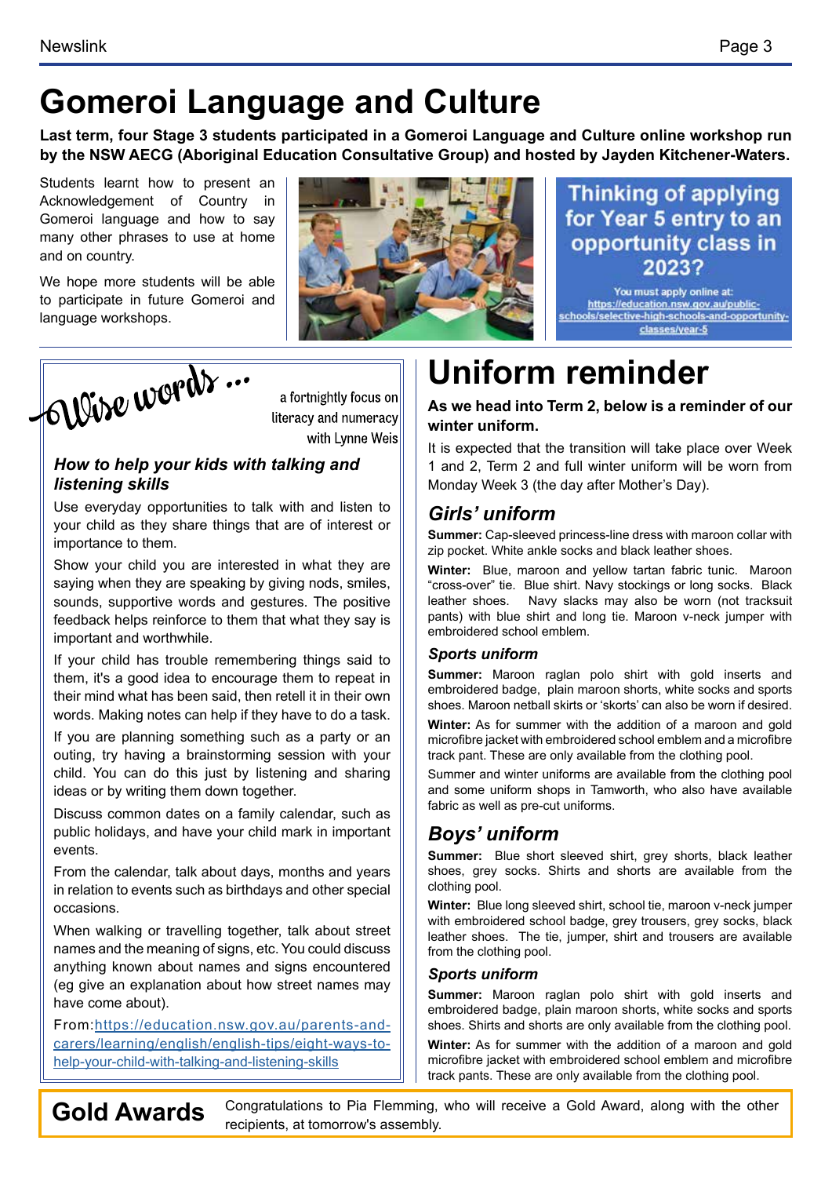# Gomeroi Language and Culture

**Last term, four Stage 3 students participated in a Gomeroi Language and Culture online workshop run by the NSW AECG (Aboriginal Education Consultative Group) and hosted by Jayden Kitchener-Waters.**

Students learnt how to present an Acknowledgement of Country in Gomeroi language and how to say many other phrases to use at home and on country.

We hope more students will be able to participate in future Gomeroi and language workshops.

**Thinking of applying for Year 5 entry to an opportunity class in 2023?**

You must apply online at: https://education.nsw.gov.au/public-schools/selective-high-schools-and-opportunity-classes/year-5

## Wise words …

a fortnightly focus on literacy and numeracy with Lynne Weis

### *How to help your kids with talking and listening skills*

Use everyday opportunities to talk with and listen to your child as they share things that are of interest or importance to them.

Show your child you are interested in what they are saying when they are speaking by giving nods, smiles, sounds, supportive words and gestures. The positive feedback helps reinforce to them that what they say is important and worthwhile.

If your child has trouble remembering things said to them, it's a good idea to encourage them to repeat in their mind what has been said, then retell it in their own words. Making notes can help if they have to do a task.

If you are planning something such as a party or an outing, try having a brainstorming session with your child. You can do this just by listening and sharing ideas or by writing them down together.

Discuss common dates on a family calendar, such as public holidays, and have your child mark in important events.

From the calendar, talk about days, months and years in relation to events such as birthdays and other special occasions.

When walking or travelling together, talk about street names and the meaning of signs, etc. You could discuss anything known about names and signs encountered (eg give an explanation about how street names may have come about).

From: https://education.nsw.gov.au/parents-and-carers/learning/english/english-tips/eight-ways-to-help-your-child-with-talking-and-listening-skills

# Uniform reminder

**As we head into Term 2, below is a reminder of our winter uniform.**

It is expected that the transition will take place over Week 1 and 2, Term 2 and full winter uniform will be worn from Monday Week 3 (the day after Mother's Day).

## *Girls' uniform*

**Summer:** Cap-sleeved princess-line dress with maroon collar with zip pocket. White ankle socks and black leather shoes.

**Winter:** Blue, maroon and yellow tartan fabric tunic. Maroon "cross-over" tie. Blue shirt. Navy stockings or long socks. Black leather shoes. Navy slacks may also be worn (not tracksuit pants) with blue shirt and long tie. Maroon v-neck jumper with embroidered school emblem.

### *Sports uniform*

**Summer:** Maroon raglan polo shirt with gold inserts and embroidered badge, plain maroon shorts, white socks and sports shoes. Maroon netball skirts or 'skorts' can also be worn if desired.

**Winter:** As for summer with the addition of a maroon and gold microfibre jacket with embroidered school emblem and a microfibre track pant. These are only available from the clothing pool.

Summer and winter uniforms are available from the clothing pool and some uniform shops in Tamworth, who also have available fabric as well as pre-cut uniforms.

## *Boys' uniform*

**Summer:** Blue short sleeved shirt, grey shorts, black leather shoes, grey socks. Shirts and shorts are available from the clothing pool.

**Winter:** Blue long sleeved shirt, school tie, maroon v-neck jumper with embroidered school badge, grey trousers, grey socks, black leather shoes. The tie, jumper, shirt and trousers are available from the clothing pool.

### *Sports uniform*

**Summer:** Maroon raglan polo shirt with gold inserts and embroidered badge, plain maroon shorts, white socks and sports shoes. Shirts and shorts are only available from the clothing pool.

**Winter:** As for summer with the addition of a maroon and gold microfibre jacket with embroidered school emblem and microfibre track pants. These are only available from the clothing pool.

## Gold Awards

Congratulations to Pia Flemming, who will receive a Gold Award, along with the other recipients, at tomorrow's assembly.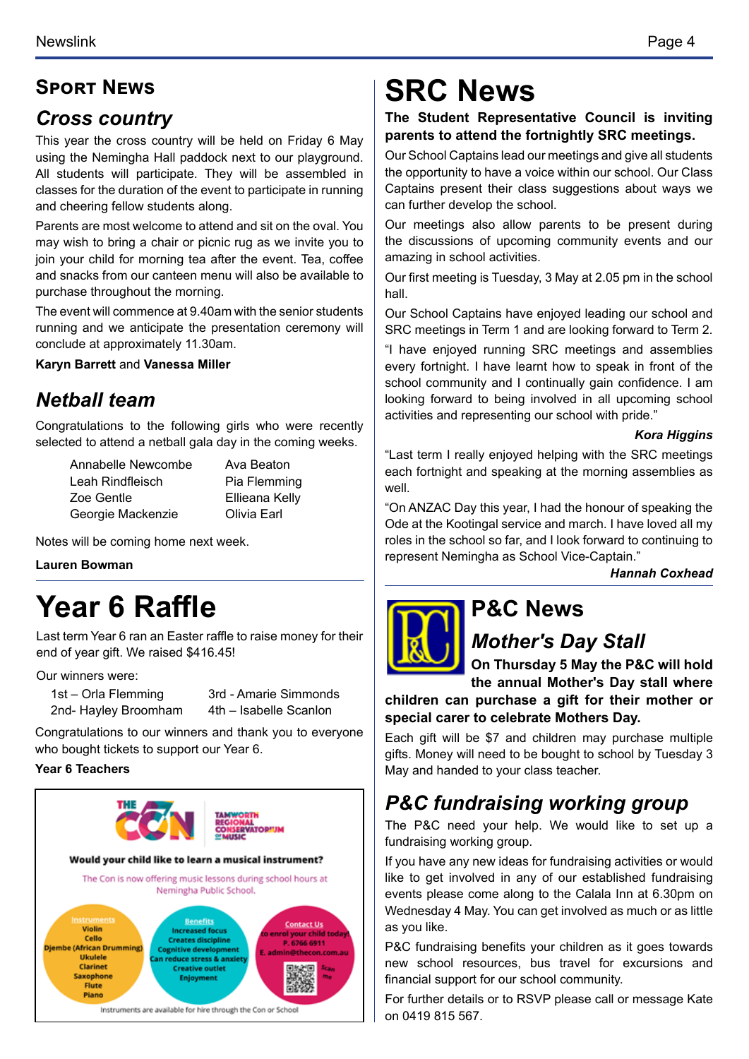## Sport News

### Cross country

This year the cross country will be held on Friday 6 May using the Nemingha Hall paddock next to our playground. All students will participate. They will be assembled in classes for the duration of the event to participate in running and cheering fellow students along.

Parents are most welcome to attend and sit on the oval. You may wish to bring a chair or picnic rug as we invite you to join your child for morning tea after the event. Tea, coffee and snacks from our canteen menu will also be available to purchase throughout the morning.

The event will commence at 9.40am with the senior students running and we anticipate the presentation ceremony will conclude at approximately 11.30am.

**Karyn Barrett** and **Vanessa Miller**

### Netball team

Congratulations to the following girls who were recently selected to attend a netball gala day in the coming weeks.

| | |
|---|---|
| Annabelle Newcombe | Ava Beaton |
| Leah Rindfleisch | Pia Flemming |
| Zoe Gentle | Ellieana Kelly |
| Georgie Mackenzie | Olivia Earl |

Notes will be coming home next week.

**Lauren Bowman**

# Year 6 Raffle

Last term Year 6 ran an Easter raffle to raise money for their end of year gift. We raised $416.45!

Our winners were:

| | |
|---|---|
| 1st – Orla Flemming | 3rd - Amarie Simmonds |
| 2nd- Hayley Broomham | 4th – Isabelle Scanlon |

Congratulations to our winners and thank you to everyone who bought tickets to support our Year 6.

**Year 6 Teachers**

THE CON — TAMWORTH REGIONAL CONSERVATORIUM OF MUSIC

**Would your child like to learn a musical instrument?**

The Con is now offering music lessons during school hours at Nemingha Public School.

**Instruments**
Violin
Cello
Djembe (African Drumming)
Ukulele
Clarinet
Saxophone
Flute
Piano

**Benefits**
Increased focus
Creates discipline
Cognitive development
Can reduce stress & anxiety
Creative outlet
Enjoyment

**Contact Us**
to enrol your child today!
P. 6766 6911
E. admin@thecon.com.au
Scan me

Instruments are available for hire through the Con or School

# SRC News

**The Student Representative Council is inviting parents to attend the fortnightly SRC meetings.**

Our School Captains lead our meetings and give all students the opportunity to have a voice within our school. Our Class Captains present their class suggestions about ways we can further develop the school.

Our meetings also allow parents to be present during the discussions of upcoming community events and our amazing in school activities.

Our first meeting is Tuesday, 3 May at 2.05 pm in the school hall.

Our School Captains have enjoyed leading our school and SRC meetings in Term 1 and are looking forward to Term 2.

"I have enjoyed running SRC meetings and assemblies every fortnight. I have learnt how to speak in front of the school community and I continually gain confidence. I am looking forward to being involved in all upcoming school activities and representing our school with pride."

***Kora Higgins***

"Last term I really enjoyed helping with the SRC meetings each fortnight and speaking at the morning assemblies as well.

"On ANZAC Day this year, I had the honour of speaking the Ode at the Kootingal service and march. I have loved all my roles in the school so far, and I look forward to continuing to represent Nemingha as School Vice-Captain."

***Hannah Coxhead***

# P&C News

### Mother's Day Stall

**On Thursday 5 May the P&C will hold the annual Mother's Day stall where children can purchase a gift for their mother or special carer to celebrate Mothers Day.**

Each gift will be $7 and children may purchase multiple gifts. Money will need to be bought to school by Tuesday 3 May and handed to your class teacher.

### P&C fundraising working group

The P&C need your help. We would like to set up a fundraising working group.

If you have any new ideas for fundraising activities or would like to get involved in any of our established fundraising events please come along to the Calala Inn at 6.30pm on Wednesday 4 May. You can get involved as much or as little as you like.

P&C fundraising benefits your children as it goes towards new school resources, bus travel for excursions and financial support for our school community.

For further details or to RSVP please call or message Kate on 0419 815 567.